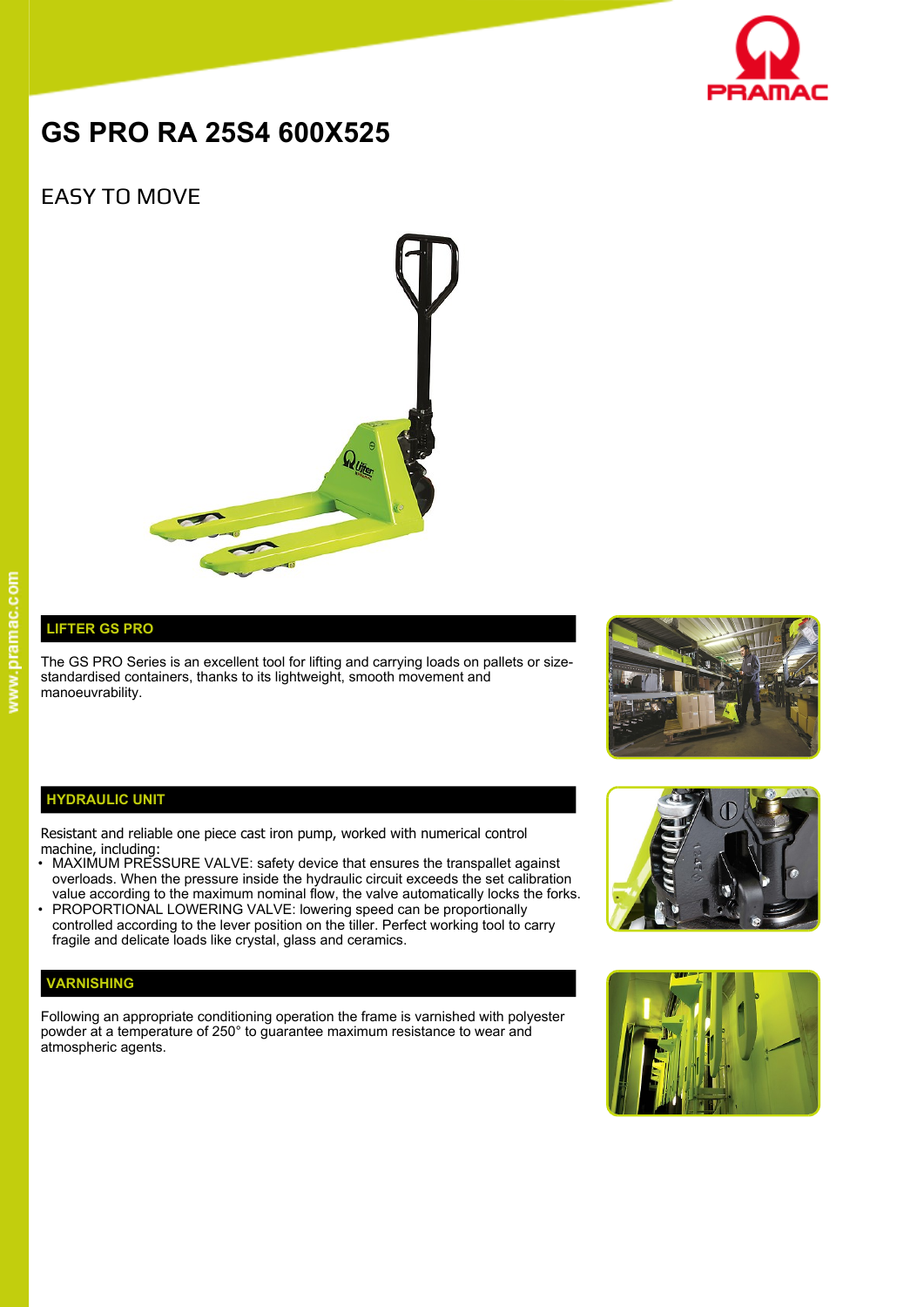# GS PRO RA 25S4 600X525

## EASY TO MOVE

### LIFTER GS PRO

The GS PRO Series is an excellent tool for lifting and carrying loads on pallets or size-standardised containers, thanks to its lightweight, smooth movement and manoeuvrability.

### HYDRAULIC UNIT

Resistant and reliable one piece cast iron pump, worked with numerical control machine, including:

- MAXIMUM PRESSURE VALVE: safety device that ensures the transpallet against overloads. When the pressure inside the hydraulic circuit exceeds the set calibration value according to the maximum nominal flow, the valve automatically locks the forks.
- PROPORTIONAL LOWERING VALVE: lowering speed can be proportionally controlled according to the lever position on the tiller. Perfect working tool to carry fragile and delicate loads like crystal, glass and ceramics.

### VARNISHING

Following an appropriate conditioning operation the frame is varnished with polyester powder at a temperature of 250° to guarantee maximum resistance to wear and atmospheric agents.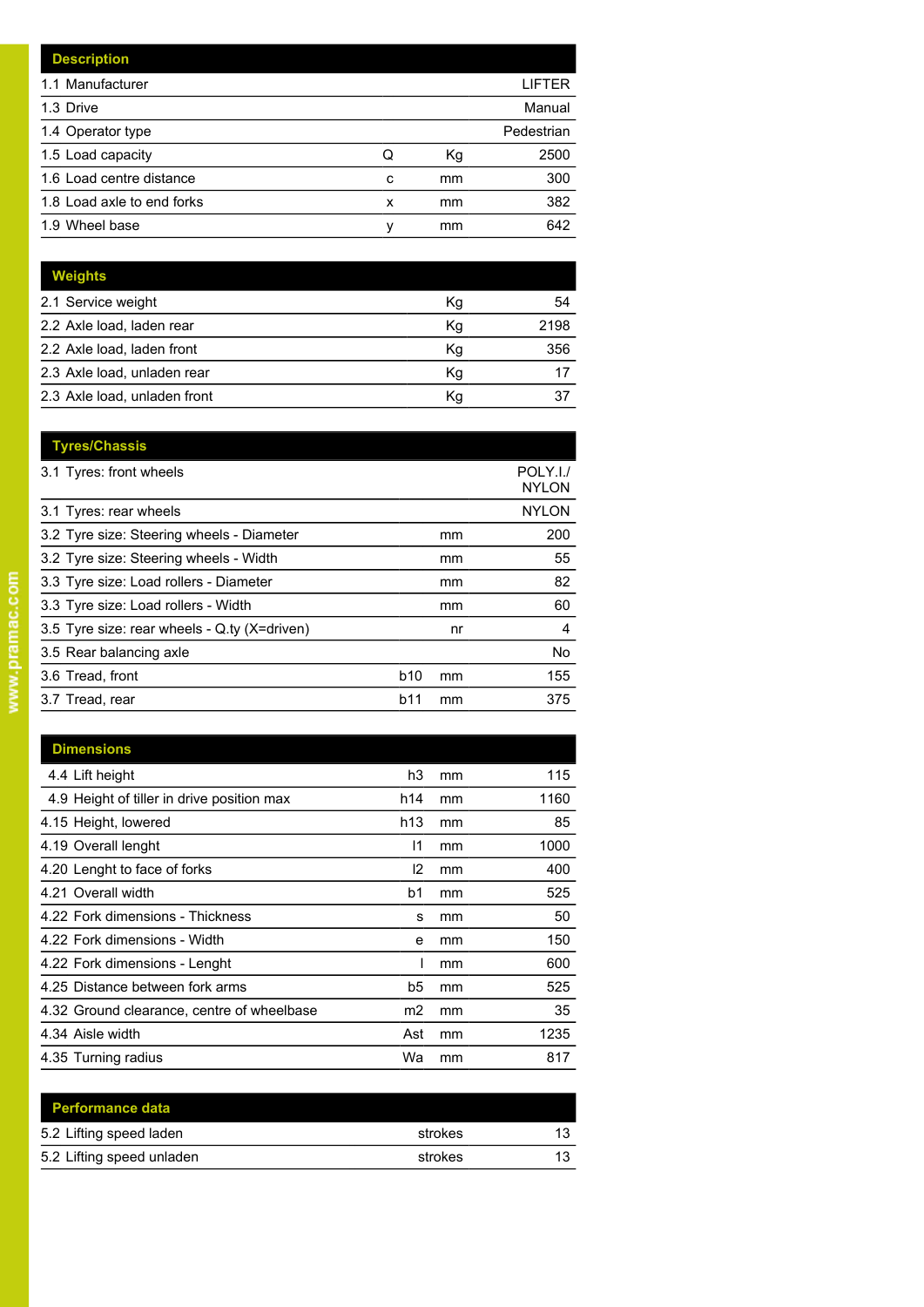| Description | | | |
|---|---|---|---|
| 1.1 Manufacturer | | | LIFTER |
| 1.3 Drive | | | Manual |
| 1.4 Operator type | | | Pedestrian |
| 1.5 Load capacity | Q | Kg | 2500 |
| 1.6 Load centre distance | c | mm | 300 |
| 1.8 Load axle to end forks | x | mm | 382 |
| 1.9 Wheel base | y | mm | 642 |

| Weights | | | |
|---|---|---|---|
| 2.1 Service weight | | Kg | 54 |
| 2.2 Axle load, laden rear | | Kg | 2198 |
| 2.2 Axle load, laden front | | Kg | 356 |
| 2.3 Axle load, unladen rear | | Kg | 17 |
| 2.3 Axle load, unladen front | | Kg | 37 |

| Tyres/Chassis | | | |
|---|---|---|---|
| 3.1 Tyres: front wheels | | | POLY.I./ NYLON |
| 3.1 Tyres: rear wheels | | | NYLON |
| 3.2 Tyre size: Steering wheels - Diameter | | mm | 200 |
| 3.2 Tyre size: Steering wheels - Width | | mm | 55 |
| 3.3 Tyre size: Load rollers - Diameter | | mm | 82 |
| 3.3 Tyre size: Load rollers - Width | | mm | 60 |
| 3.5 Tyre size: rear wheels - Q.ty (X=driven) | | nr | 4 |
| 3.5 Rear balancing axle | | | No |
| 3.6 Tread, front | b10 | mm | 155 |
| 3.7 Tread, rear | b11 | mm | 375 |

| Dimensions | | | |
|---|---|---|---|
| 4.4 Lift height | h3 | mm | 115 |
| 4.9 Height of tiller in drive position max | h14 | mm | 1160 |
| 4.15 Height, lowered | h13 | mm | 85 |
| 4.19 Overall lenght | l1 | mm | 1000 |
| 4.20 Lenght to face of forks | l2 | mm | 400 |
| 4.21 Overall width | b1 | mm | 525 |
| 4.22 Fork dimensions - Thickness | s | mm | 50 |
| 4.22 Fork dimensions - Width | e | mm | 150 |
| 4.22 Fork dimensions - Lenght | l | mm | 600 |
| 4.25 Distance between fork arms | b5 | mm | 525 |
| 4.32 Ground clearance, centre of wheelbase | m2 | mm | 35 |
| 4.34 Aisle width | Ast | mm | 1235 |
| 4.35 Turning radius | Wa | mm | 817 |

| Performance data | | | |
|---|---|---|---|
| 5.2 Lifting speed laden | | strokes | 13 |
| 5.2 Lifting speed unladen | | strokes | 13 |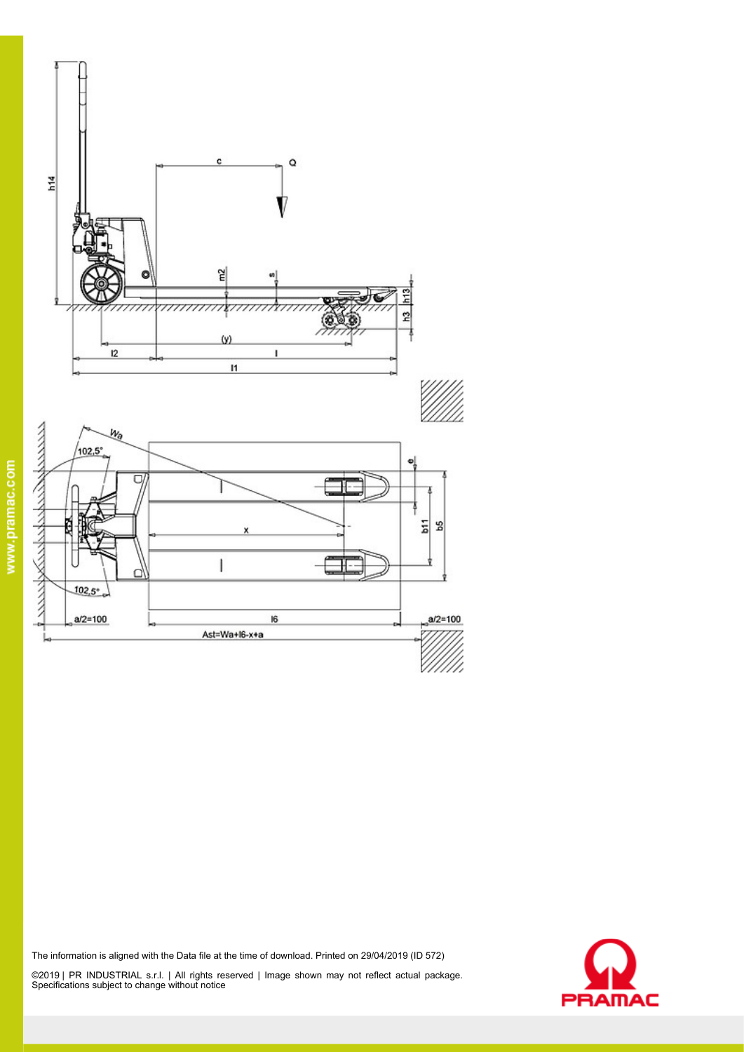h14

c

Q

m2

s

h13

h3

(y)

l2

l

l1

Wa

102,5°

102,5°

x

e

b11

b5

a/2=100

l6

a/2=100

Ast=Wa+l6-x+a

The information is aligned with the Data file at the time of download. Printed on 29/04/2019 (ID 572)

©2019 | PR INDUSTRIAL s.r.l. | All rights reserved | Image shown may not reflect actual package.
Specifications subject to change without notice